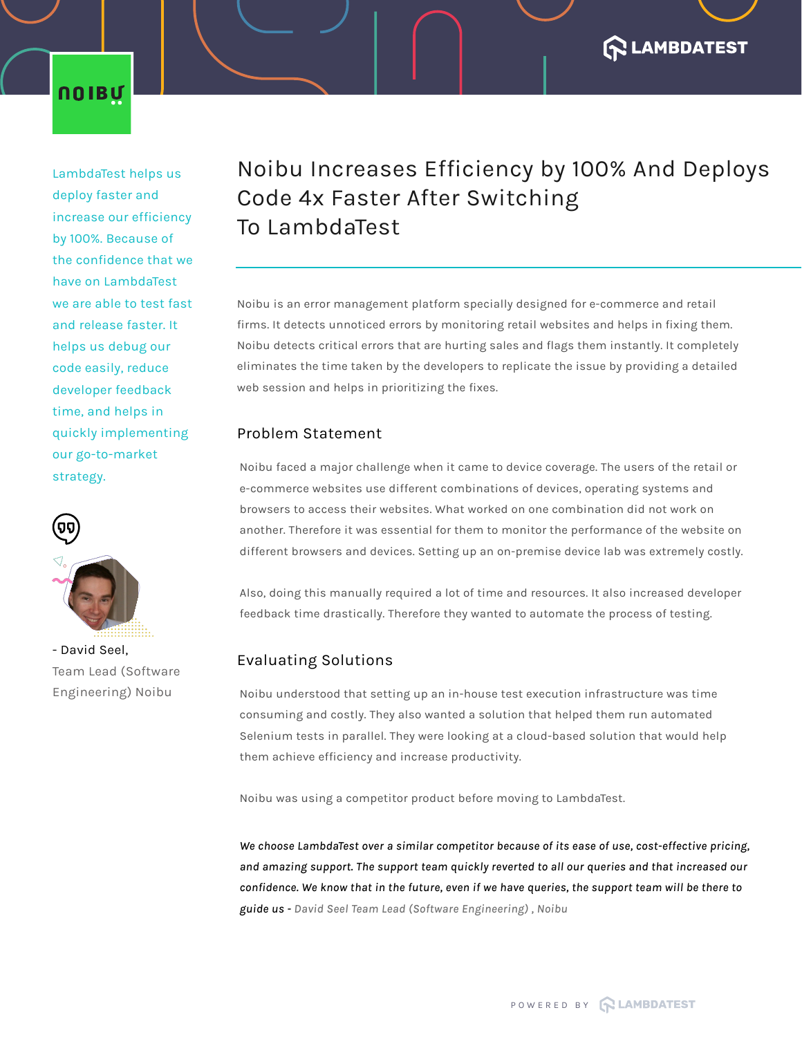# Noibu Increases Efficiency by 100% And Deploys Code 4x Faster After Switching To LambdaTest

LambdaTest helps us deploy faster and increase our efficiency by 100%. Because of the confidence that we have on LambdaTest we are able to test fast and release faster. It helps us debug our code easily, reduce developer feedback time, and helps in quickly implementing our go-to-market strategy.

- David Seel,
Team Lead (Software Engineering) Noibu

Noibu is an error management platform specially designed for e-commerce and retail firms. It detects unnoticed errors by monitoring retail websites and helps in fixing them. Noibu detects critical errors that are hurting sales and flags them instantly. It completely eliminates the time taken by the developers to replicate the issue by providing a detailed web session and helps in prioritizing the fixes.

## Problem Statement

Noibu faced a major challenge when it came to device coverage. The users of the retail or e-commerce websites use different combinations of devices, operating systems and browsers to access their websites. What worked on one combination did not work on another. Therefore it was essential for them to monitor the performance of the website on different browsers and devices. Setting up an on-premise device lab was extremely costly.

Also, doing this manually required a lot of time and resources. It also increased developer feedback time drastically. Therefore they wanted to automate the process of testing.

## Evaluating Solutions

Noibu understood that setting up an in-house test execution infrastructure was time consuming and costly. They also wanted a solution that helped them run automated Selenium tests in parallel. They were looking at a cloud-based solution that would help them achieve efficiency and increase productivity.

Noibu was using a competitor product before moving to LambdaTest.

*We choose LambdaTest over a similar competitor because of its ease of use, cost-effective pricing, and amazing support. The support team quickly reverted to all our queries and that increased our confidence. We know that in the future, even if we have queries, the support team will be there to guide us - David Seel Team Lead (Software Engineering) , Noibu*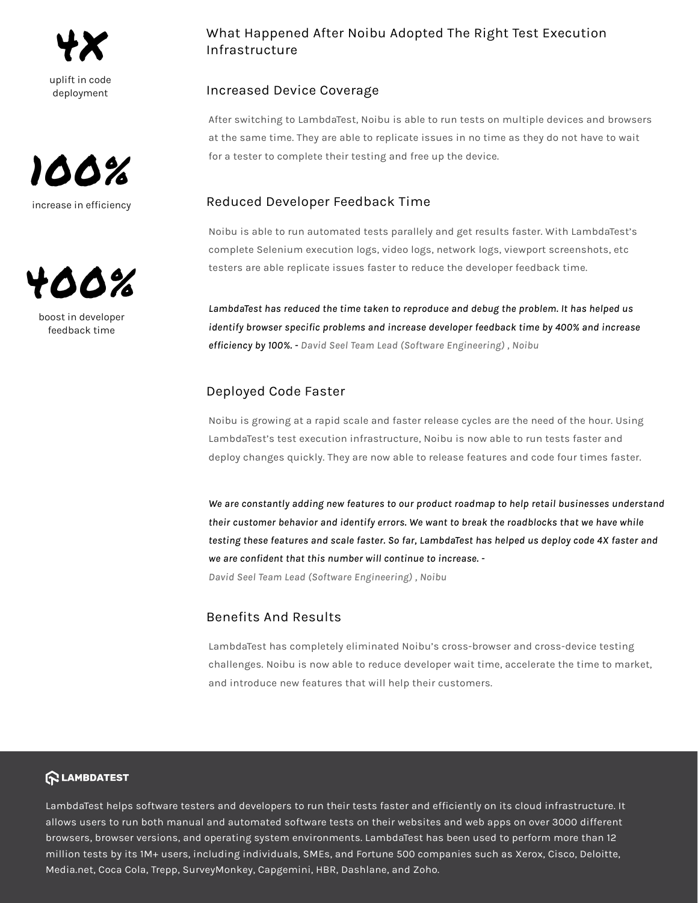**4X**

uplift in code deployment

**100%**

increase in efficiency

**400%**

boost in developer feedback time

## What Happened After Noibu Adopted The Right Test Execution Infrastructure

### Increased Device Coverage

After switching to LambdaTest, Noibu is able to run tests on multiple devices and browsers at the same time. They are able to replicate issues in no time as they do not have to wait for a tester to complete their testing and free up the device.

### Reduced Developer Feedback Time

Noibu is able to run automated tests parallelly and get results faster. With LambdaTest's complete Selenium execution logs, video logs, network logs, viewport screenshots, etc testers are able replicate issues faster to reduce the developer feedback time.

*LambdaTest has reduced the time taken to reproduce and debug the problem. It has helped us identify browser specific problems and increase developer feedback time by 400% and increase efficiency by 100%. - David Seel Team Lead (Software Engineering) , Noibu*

### Deployed Code Faster

Noibu is growing at a rapid scale and faster release cycles are the need of the hour. Using LambdaTest's test execution infrastructure, Noibu is now able to run tests faster and deploy changes quickly. They are now able to release features and code four times faster.

*We are constantly adding new features to our product roadmap to help retail businesses understand their customer behavior and identify errors. We want to break the roadblocks that we have while testing these features and scale faster. So far, LambdaTest has helped us deploy code 4X faster and we are confident that this number will continue to increase. -*
*David Seel Team Lead (Software Engineering) , Noibu*

### Benefits And Results

LambdaTest has completely eliminated Noibu's cross-browser and cross-device testing challenges. Noibu is now able to reduce developer wait time, accelerate the time to market, and introduce new features that will help their customers.

**LAMBDATEST**

LambdaTest helps software testers and developers to run their tests faster and efficiently on its cloud infrastructure. It allows users to run both manual and automated software tests on their websites and web apps on over 3000 different browsers, browser versions, and operating system environments. LambdaTest has been used to perform more than 12 million tests by its 1M+ users, including individuals, SMEs, and Fortune 500 companies such as Xerox, Cisco, Deloitte, Media.net, Coca Cola, Trepp, SurveyMonkey, Capgemini, HBR, Dashlane, and Zoho.